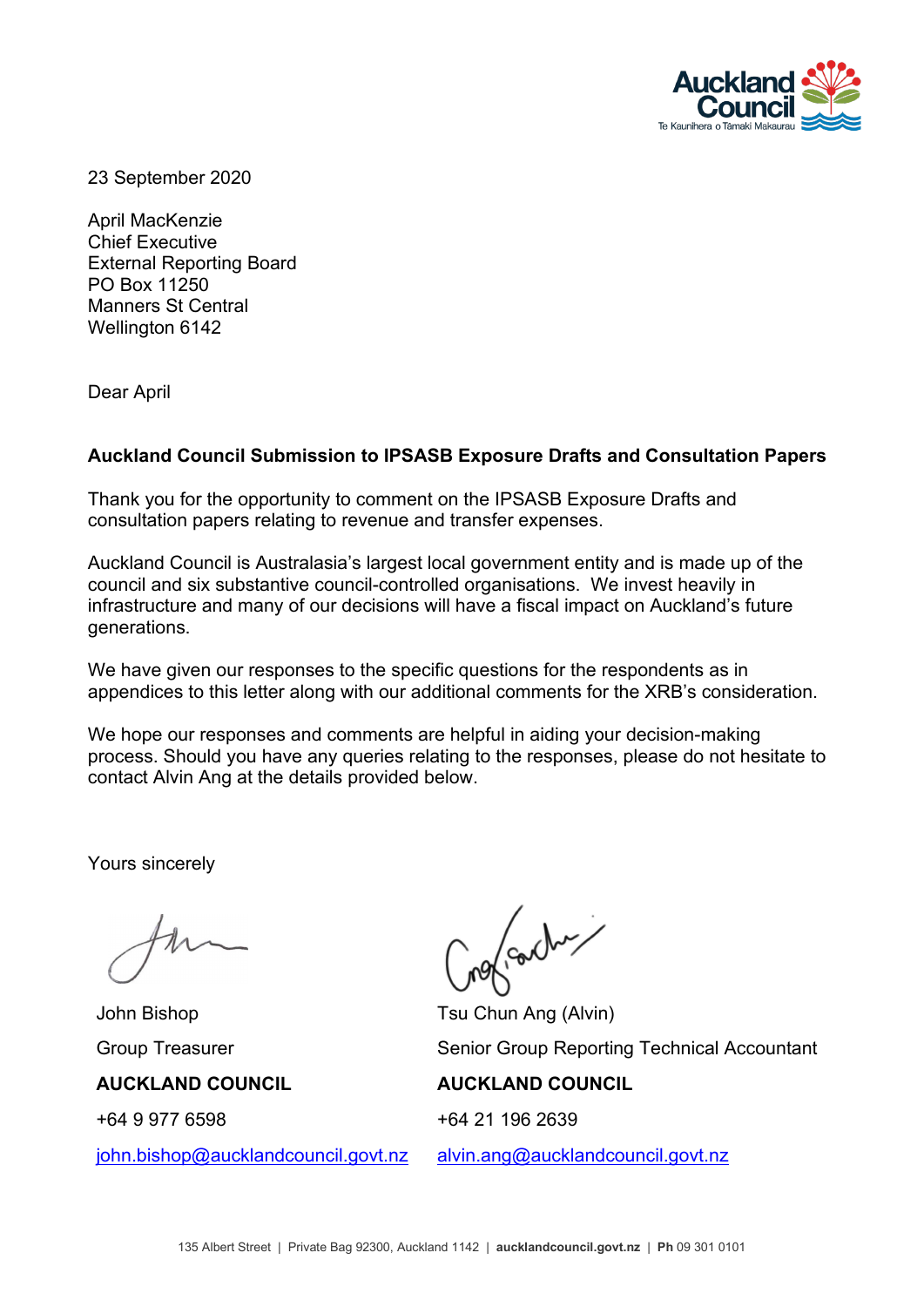Auckland Council
Te Kaunihera o Tāmaki Makaurau

23 September 2020

April MacKenzie
Chief Executive
External Reporting Board
PO Box 11250
Manners St Central
Wellington 6142

Dear April

**Auckland Council Submission to IPSASB Exposure Drafts and Consultation Papers**

Thank you for the opportunity to comment on the IPSASB Exposure Drafts and consultation papers relating to revenue and transfer expenses.

Auckland Council is Australasia's largest local government entity and is made up of the council and six substantive council-controlled organisations. We invest heavily in infrastructure and many of our decisions will have a fiscal impact on Auckland's future generations.

We have given our responses to the specific questions for the respondents as in appendices to this letter along with our additional comments for the XRB's consideration.

We hope our responses and comments are helpful in aiding your decision-making process. Should you have any queries relating to the responses, please do not hesitate to contact Alvin Ang at the details provided below.

Yours sincerely

| | |
|---|---|
| John Bishop | Tsu Chun Ang (Alvin) |
| Group Treasurer | Senior Group Reporting Technical Accountant |
| **AUCKLAND COUNCIL** | **AUCKLAND COUNCIL** |
| +64 9 977 6598 | +64 21 196 2639 |
| john.bishop@aucklandcouncil.govt.nz | alvin.ang@aucklandcouncil.govt.nz |

135 Albert Street | Private Bag 92300, Auckland 1142 | **aucklandcouncil.govt.nz** | **Ph** 09 301 0101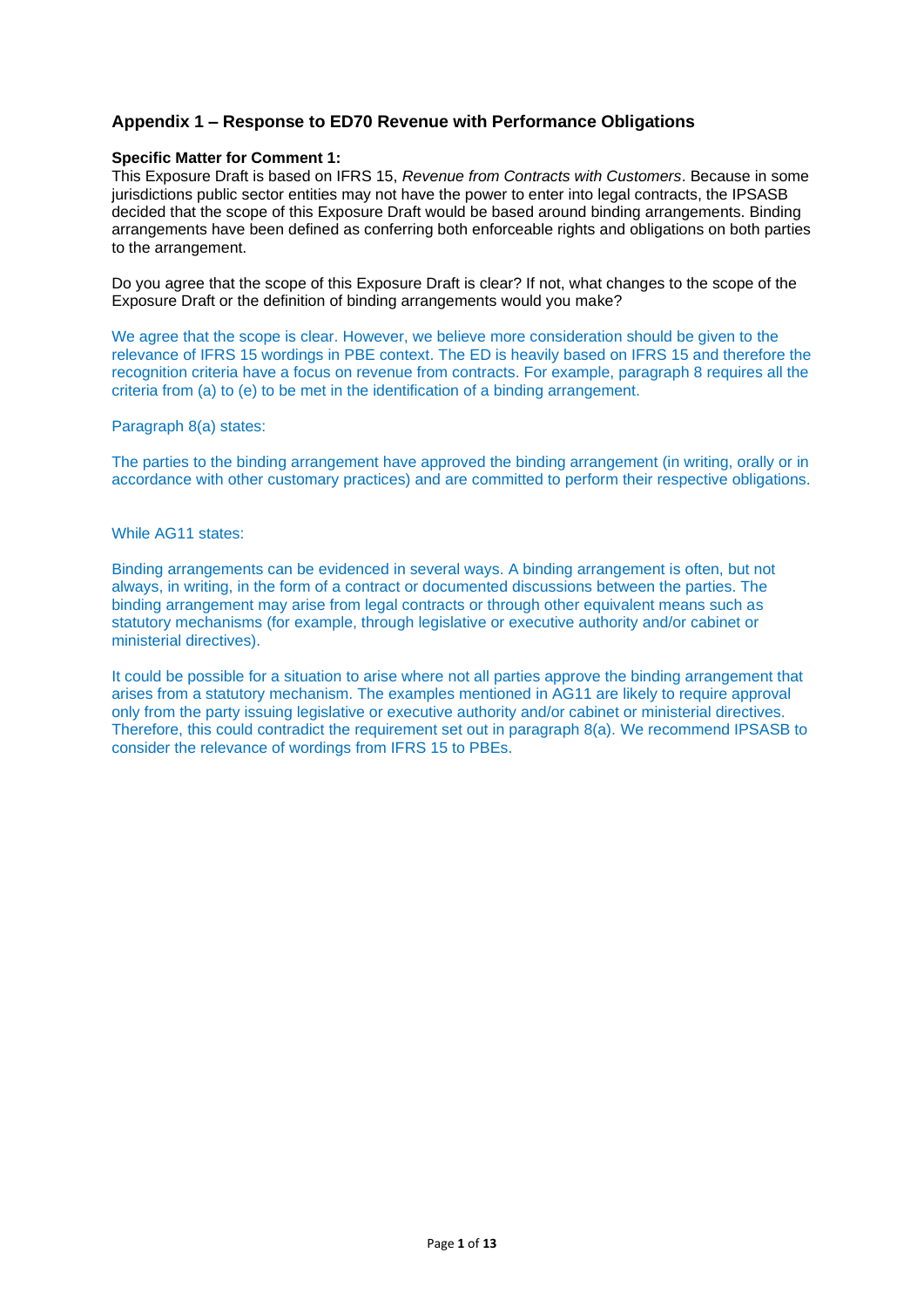## Appendix 1 – Response to ED70 Revenue with Performance Obligations

**Specific Matter for Comment 1:**

This Exposure Draft is based on IFRS 15, *Revenue from Contracts with Customers*. Because in some jurisdictions public sector entities may not have the power to enter into legal contracts, the IPSASB decided that the scope of this Exposure Draft would be based around binding arrangements. Binding arrangements have been defined as conferring both enforceable rights and obligations on both parties to the arrangement.

Do you agree that the scope of this Exposure Draft is clear? If not, what changes to the scope of the Exposure Draft or the definition of binding arrangements would you make?

We agree that the scope is clear. However, we believe more consideration should be given to the relevance of IFRS 15 wordings in PBE context. The ED is heavily based on IFRS 15 and therefore the recognition criteria have a focus on revenue from contracts. For example, paragraph 8 requires all the criteria from (a) to (e) to be met in the identification of a binding arrangement.

Paragraph 8(a) states:

The parties to the binding arrangement have approved the binding arrangement (in writing, orally or in accordance with other customary practices) and are committed to perform their respective obligations.

While AG11 states:

Binding arrangements can be evidenced in several ways. A binding arrangement is often, but not always, in writing, in the form of a contract or documented discussions between the parties. The binding arrangement may arise from legal contracts or through other equivalent means such as statutory mechanisms (for example, through legislative or executive authority and/or cabinet or ministerial directives).

It could be possible for a situation to arise where not all parties approve the binding arrangement that arises from a statutory mechanism. The examples mentioned in AG11 are likely to require approval only from the party issuing legislative or executive authority and/or cabinet or ministerial directives. Therefore, this could contradict the requirement set out in paragraph 8(a). We recommend IPSASB to consider the relevance of wordings from IFRS 15 to PBEs.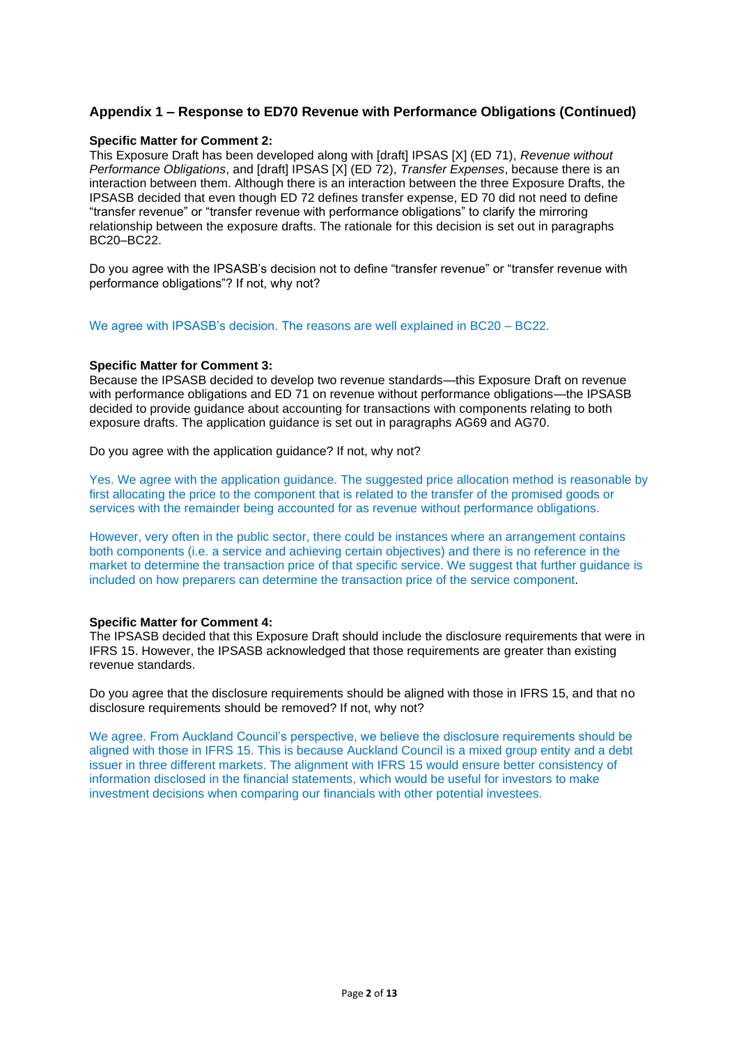## Appendix 1 – Response to ED70 Revenue with Performance Obligations (Continued)

**Specific Matter for Comment 2:**
This Exposure Draft has been developed along with [draft] IPSAS [X] (ED 71), *Revenue without Performance Obligations*, and [draft] IPSAS [X] (ED 72), *Transfer Expenses*, because there is an interaction between them. Although there is an interaction between the three Exposure Drafts, the IPSASB decided that even though ED 72 defines transfer expense, ED 70 did not need to define "transfer revenue" or "transfer revenue with performance obligations" to clarify the mirroring relationship between the exposure drafts. The rationale for this decision is set out in paragraphs BC20–BC22.

Do you agree with the IPSASB's decision not to define "transfer revenue" or "transfer revenue with performance obligations"? If not, why not?

We agree with IPSASB's decision. The reasons are well explained in BC20 – BC22.

**Specific Matter for Comment 3:**
Because the IPSASB decided to develop two revenue standards—this Exposure Draft on revenue with performance obligations and ED 71 on revenue without performance obligations—the IPSASB decided to provide guidance about accounting for transactions with components relating to both exposure drafts. The application guidance is set out in paragraphs AG69 and AG70.

Do you agree with the application guidance? If not, why not?

Yes. We agree with the application guidance. The suggested price allocation method is reasonable by first allocating the price to the component that is related to the transfer of the promised goods or services with the remainder being accounted for as revenue without performance obligations.

However, very often in the public sector, there could be instances where an arrangement contains both components (i.e. a service and achieving certain objectives) and there is no reference in the market to determine the transaction price of that specific service. We suggest that further guidance is included on how preparers can determine the transaction price of the service component.

**Specific Matter for Comment 4:**
The IPSASB decided that this Exposure Draft should include the disclosure requirements that were in IFRS 15. However, the IPSASB acknowledged that those requirements are greater than existing revenue standards.

Do you agree that the disclosure requirements should be aligned with those in IFRS 15, and that no disclosure requirements should be removed? If not, why not?

We agree. From Auckland Council's perspective, we believe the disclosure requirements should be aligned with those in IFRS 15. This is because Auckland Council is a mixed group entity and a debt issuer in three different markets. The alignment with IFRS 15 would ensure better consistency of information disclosed in the financial statements, which would be useful for investors to make investment decisions when comparing our financials with other potential investees.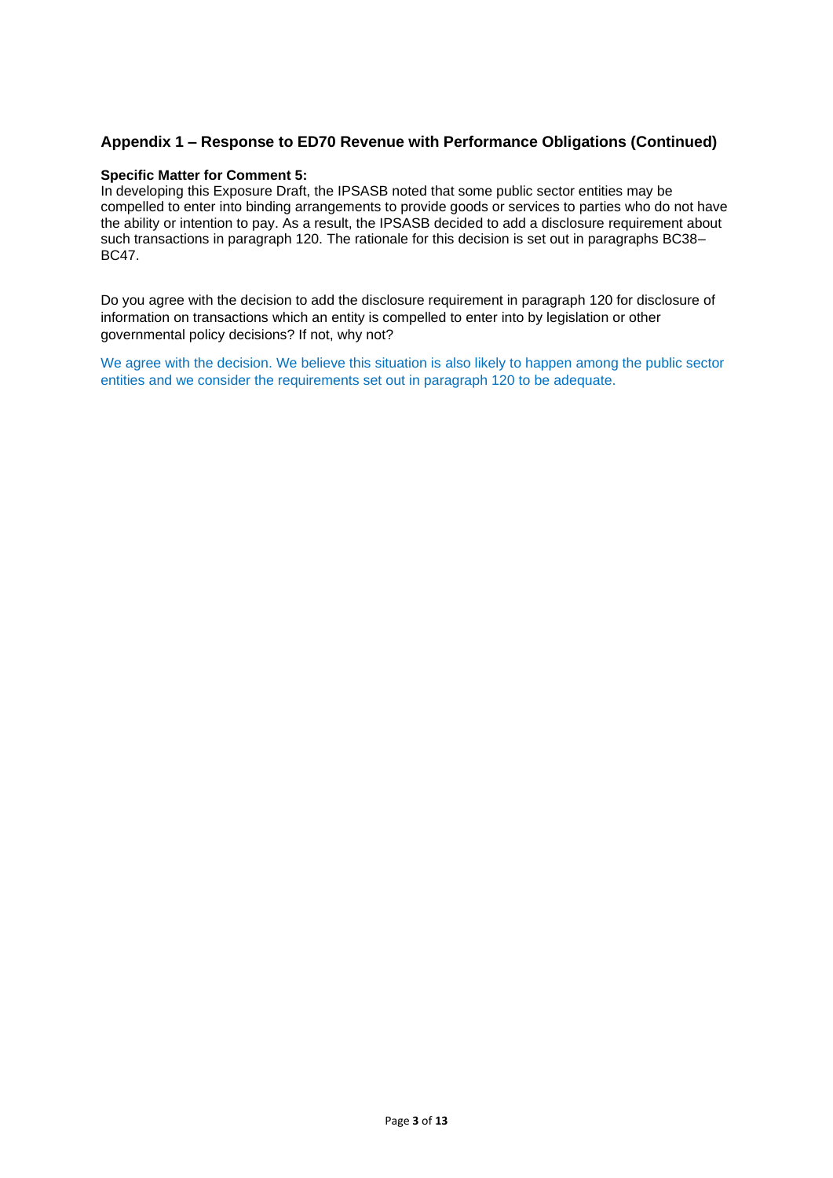## Appendix 1 – Response to ED70 Revenue with Performance Obligations (Continued)

**Specific Matter for Comment 5:**
In developing this Exposure Draft, the IPSASB noted that some public sector entities may be compelled to enter into binding arrangements to provide goods or services to parties who do not have the ability or intention to pay. As a result, the IPSASB decided to add a disclosure requirement about such transactions in paragraph 120. The rationale for this decision is set out in paragraphs BC38–BC47.

Do you agree with the decision to add the disclosure requirement in paragraph 120 for disclosure of information on transactions which an entity is compelled to enter into by legislation or other governmental policy decisions? If not, why not?

We agree with the decision. We believe this situation is also likely to happen among the public sector entities and we consider the requirements set out in paragraph 120 to be adequate.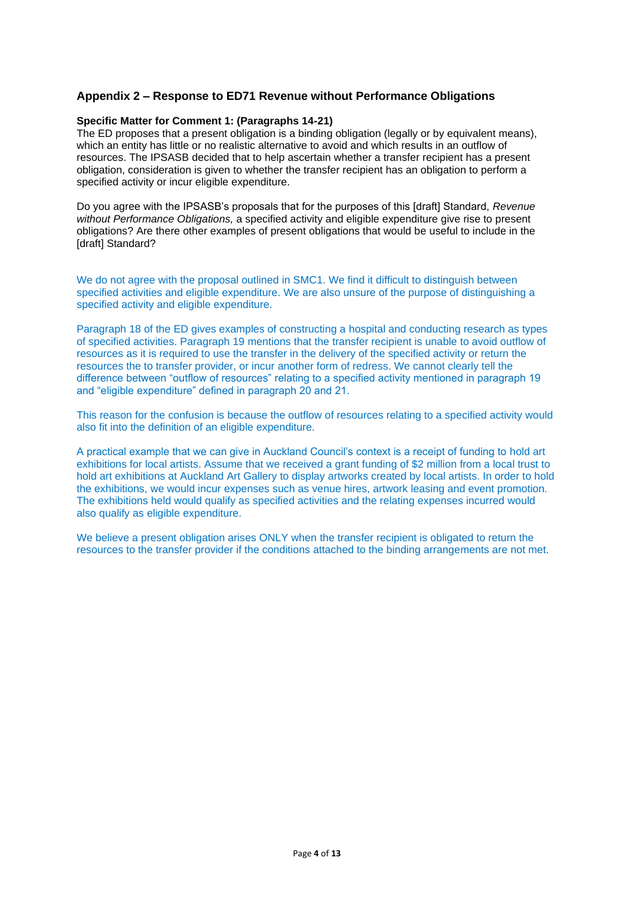## Appendix 2 – Response to ED71 Revenue without Performance Obligations

**Specific Matter for Comment 1: (Paragraphs 14-21)**

The ED proposes that a present obligation is a binding obligation (legally or by equivalent means), which an entity has little or no realistic alternative to avoid and which results in an outflow of resources. The IPSASB decided that to help ascertain whether a transfer recipient has a present obligation, consideration is given to whether the transfer recipient has an obligation to perform a specified activity or incur eligible expenditure.

Do you agree with the IPSASB's proposals that for the purposes of this [draft] Standard, *Revenue without Performance Obligations,* a specified activity and eligible expenditure give rise to present obligations? Are there other examples of present obligations that would be useful to include in the [draft] Standard?

We do not agree with the proposal outlined in SMC1. We find it difficult to distinguish between specified activities and eligible expenditure. We are also unsure of the purpose of distinguishing a specified activity and eligible expenditure.

Paragraph 18 of the ED gives examples of constructing a hospital and conducting research as types of specified activities. Paragraph 19 mentions that the transfer recipient is unable to avoid outflow of resources as it is required to use the transfer in the delivery of the specified activity or return the resources the to transfer provider, or incur another form of redress. We cannot clearly tell the difference between "outflow of resources" relating to a specified activity mentioned in paragraph 19 and "eligible expenditure" defined in paragraph 20 and 21.

This reason for the confusion is because the outflow of resources relating to a specified activity would also fit into the definition of an eligible expenditure.

A practical example that we can give in Auckland Council's context is a receipt of funding to hold art exhibitions for local artists. Assume that we received a grant funding of $2 million from a local trust to hold art exhibitions at Auckland Art Gallery to display artworks created by local artists. In order to hold the exhibitions, we would incur expenses such as venue hires, artwork leasing and event promotion. The exhibitions held would qualify as specified activities and the relating expenses incurred would also qualify as eligible expenditure.

We believe a present obligation arises ONLY when the transfer recipient is obligated to return the resources to the transfer provider if the conditions attached to the binding arrangements are not met.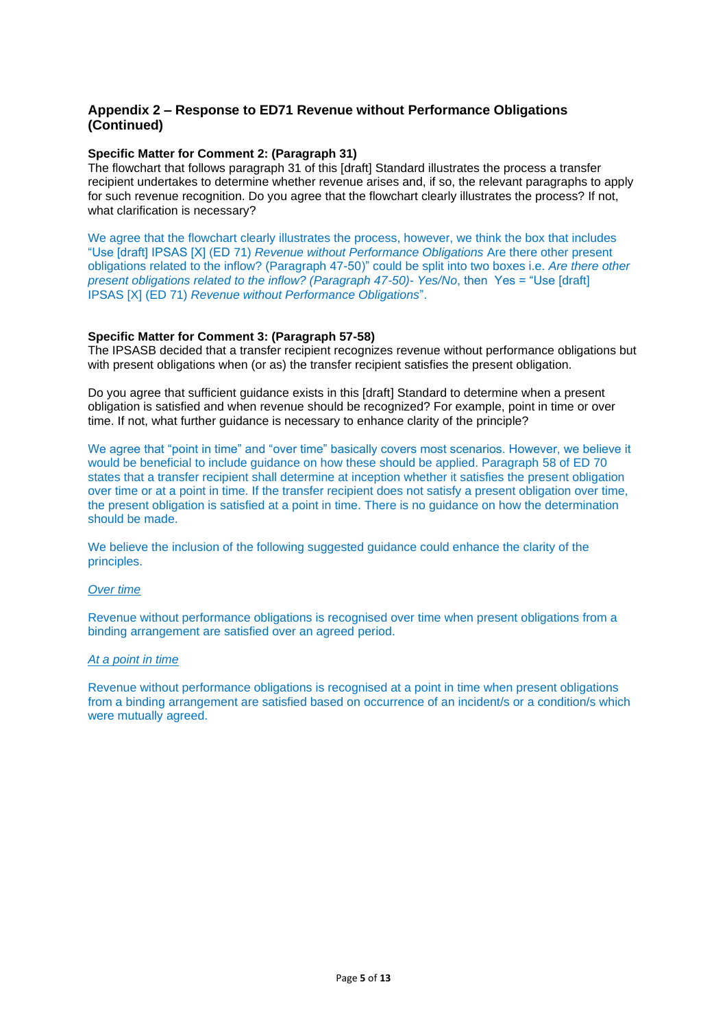## Appendix 2 – Response to ED71 Revenue without Performance Obligations (Continued)

**Specific Matter for Comment 2: (Paragraph 31)**
The flowchart that follows paragraph 31 of this [draft] Standard illustrates the process a transfer recipient undertakes to determine whether revenue arises and, if so, the relevant paragraphs to apply for such revenue recognition. Do you agree that the flowchart clearly illustrates the process? If not, what clarification is necessary?

We agree that the flowchart clearly illustrates the process, however, we think the box that includes "Use [draft] IPSAS [X] (ED 71) *Revenue without Performance Obligations* Are there other present obligations related to the inflow? (Paragraph 47-50)" could be split into two boxes i.e. *Are there other present obligations related to the inflow? (Paragraph 47-50)- Yes/No*, then Yes = "Use [draft] IPSAS [X] (ED 71) *Revenue without Performance Obligations*".

**Specific Matter for Comment 3: (Paragraph 57-58)**
The IPSASB decided that a transfer recipient recognizes revenue without performance obligations but with present obligations when (or as) the transfer recipient satisfies the present obligation.

Do you agree that sufficient guidance exists in this [draft] Standard to determine when a present obligation is satisfied and when revenue should be recognized? For example, point in time or over time. If not, what further guidance is necessary to enhance clarity of the principle?

We agree that "point in time" and "over time" basically covers most scenarios. However, we believe it would be beneficial to include guidance on how these should be applied. Paragraph 58 of ED 70 states that a transfer recipient shall determine at inception whether it satisfies the present obligation over time or at a point in time. If the transfer recipient does not satisfy a present obligation over time, the present obligation is satisfied at a point in time. There is no guidance on how the determination should be made.

We believe the inclusion of the following suggested guidance could enhance the clarity of the principles.

*Over time*

Revenue without performance obligations is recognised over time when present obligations from a binding arrangement are satisfied over an agreed period.

*At a point in time*

Revenue without performance obligations is recognised at a point in time when present obligations from a binding arrangement are satisfied based on occurrence of an incident/s or a condition/s which were mutually agreed.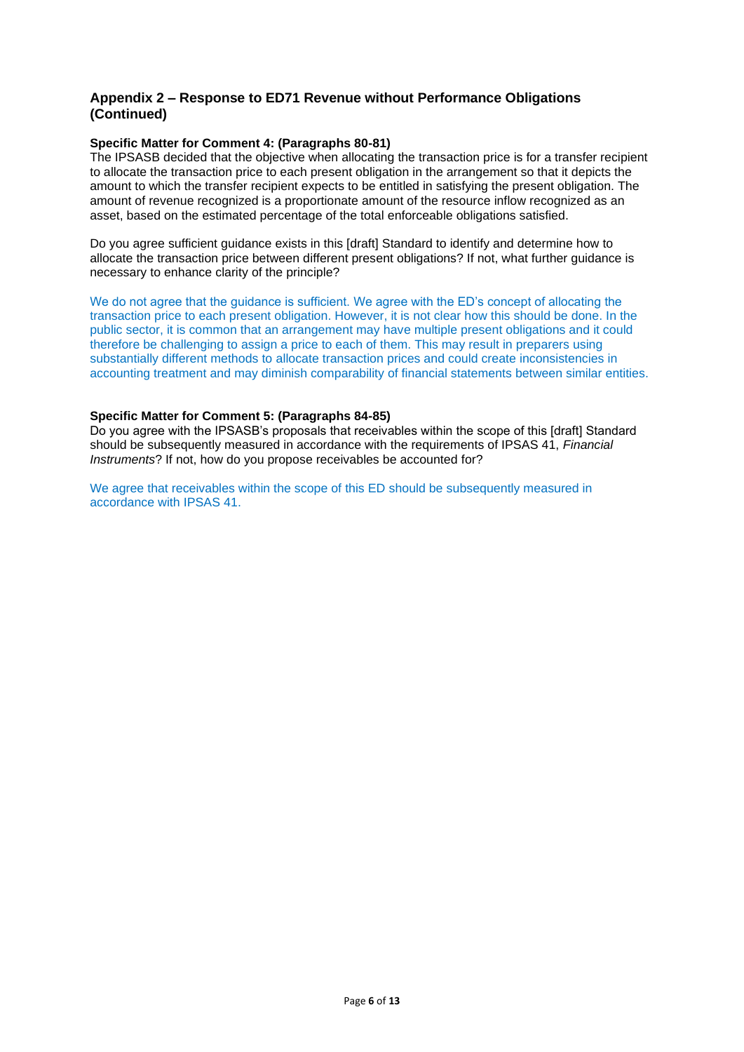## Appendix 2 – Response to ED71 Revenue without Performance Obligations (Continued)

**Specific Matter for Comment 4: (Paragraphs 80-81)**

The IPSASB decided that the objective when allocating the transaction price is for a transfer recipient to allocate the transaction price to each present obligation in the arrangement so that it depicts the amount to which the transfer recipient expects to be entitled in satisfying the present obligation. The amount of revenue recognized is a proportionate amount of the resource inflow recognized as an asset, based on the estimated percentage of the total enforceable obligations satisfied.

Do you agree sufficient guidance exists in this [draft] Standard to identify and determine how to allocate the transaction price between different present obligations? If not, what further guidance is necessary to enhance clarity of the principle?

We do not agree that the guidance is sufficient. We agree with the ED's concept of allocating the transaction price to each present obligation. However, it is not clear how this should be done. In the public sector, it is common that an arrangement may have multiple present obligations and it could therefore be challenging to assign a price to each of them. This may result in preparers using substantially different methods to allocate transaction prices and could create inconsistencies in accounting treatment and may diminish comparability of financial statements between similar entities.

**Specific Matter for Comment 5: (Paragraphs 84-85)**

Do you agree with the IPSASB's proposals that receivables within the scope of this [draft] Standard should be subsequently measured in accordance with the requirements of IPSAS 41, *Financial Instruments*? If not, how do you propose receivables be accounted for?

We agree that receivables within the scope of this ED should be subsequently measured in accordance with IPSAS 41.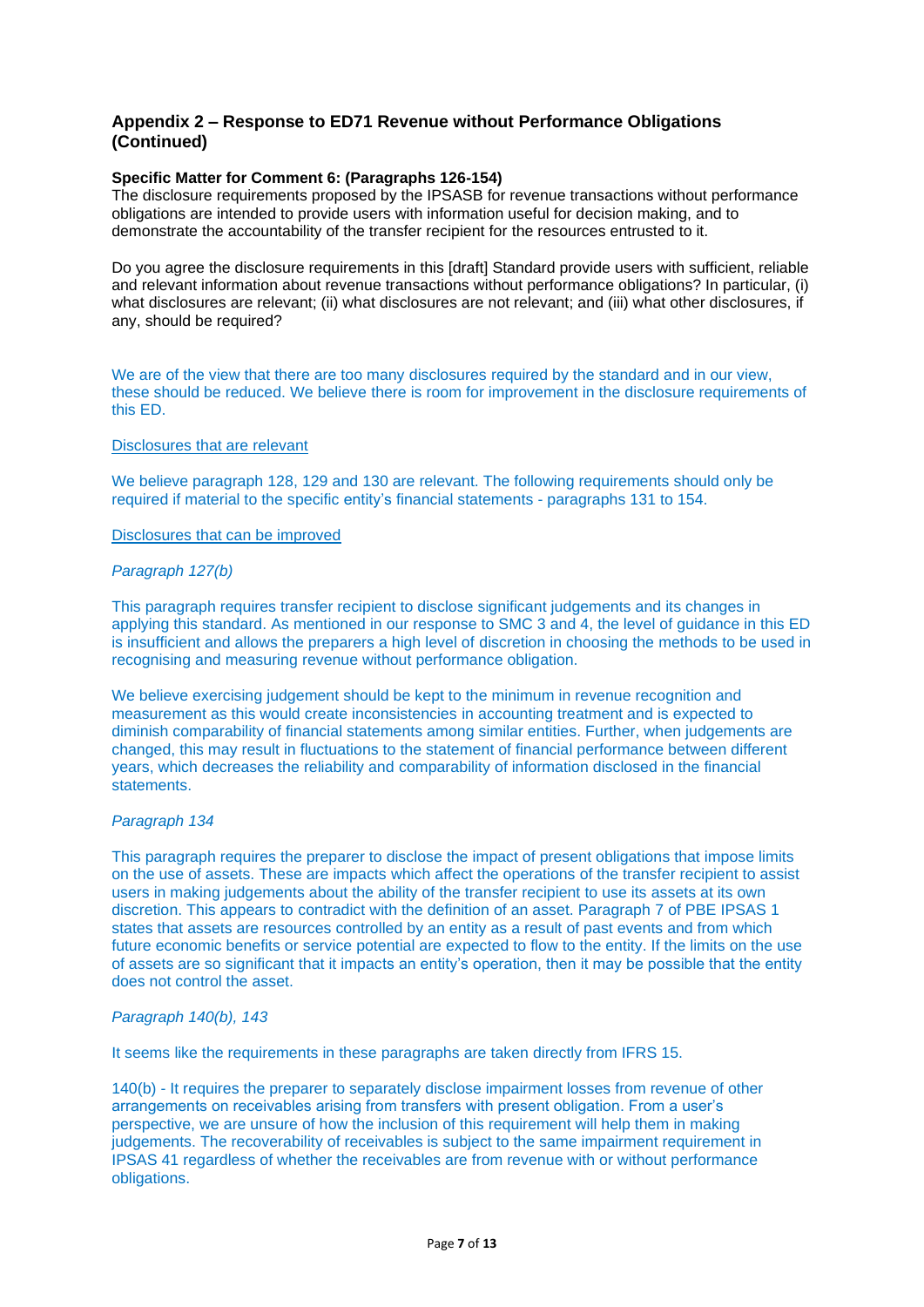## Appendix 2 – Response to ED71 Revenue without Performance Obligations (Continued)

**Specific Matter for Comment 6: (Paragraphs 126-154)**
The disclosure requirements proposed by the IPSASB for revenue transactions without performance obligations are intended to provide users with information useful for decision making, and to demonstrate the accountability of the transfer recipient for the resources entrusted to it.

Do you agree the disclosure requirements in this [draft] Standard provide users with sufficient, reliable and relevant information about revenue transactions without performance obligations? In particular, (i) what disclosures are relevant; (ii) what disclosures are not relevant; and (iii) what other disclosures, if any, should be required?

We are of the view that there are too many disclosures required by the standard and in our view, these should be reduced. We believe there is room for improvement in the disclosure requirements of this ED.

Disclosures that are relevant

We believe paragraph 128, 129 and 130 are relevant. The following requirements should only be required if material to the specific entity's financial statements - paragraphs 131 to 154.

Disclosures that can be improved

*Paragraph 127(b)*

This paragraph requires transfer recipient to disclose significant judgements and its changes in applying this standard. As mentioned in our response to SMC 3 and 4, the level of guidance in this ED is insufficient and allows the preparers a high level of discretion in choosing the methods to be used in recognising and measuring revenue without performance obligation.

We believe exercising judgement should be kept to the minimum in revenue recognition and measurement as this would create inconsistencies in accounting treatment and is expected to diminish comparability of financial statements among similar entities. Further, when judgements are changed, this may result in fluctuations to the statement of financial performance between different years, which decreases the reliability and comparability of information disclosed in the financial statements.

*Paragraph 134*

This paragraph requires the preparer to disclose the impact of present obligations that impose limits on the use of assets. These are impacts which affect the operations of the transfer recipient to assist users in making judgements about the ability of the transfer recipient to use its assets at its own discretion. This appears to contradict with the definition of an asset. Paragraph 7 of PBE IPSAS 1 states that assets are resources controlled by an entity as a result of past events and from which future economic benefits or service potential are expected to flow to the entity. If the limits on the use of assets are so significant that it impacts an entity's operation, then it may be possible that the entity does not control the asset.

*Paragraph 140(b), 143*

It seems like the requirements in these paragraphs are taken directly from IFRS 15.

140(b) - It requires the preparer to separately disclose impairment losses from revenue of other arrangements on receivables arising from transfers with present obligation. From a user's perspective, we are unsure of how the inclusion of this requirement will help them in making judgements. The recoverability of receivables is subject to the same impairment requirement in IPSAS 41 regardless of whether the receivables are from revenue with or without performance obligations.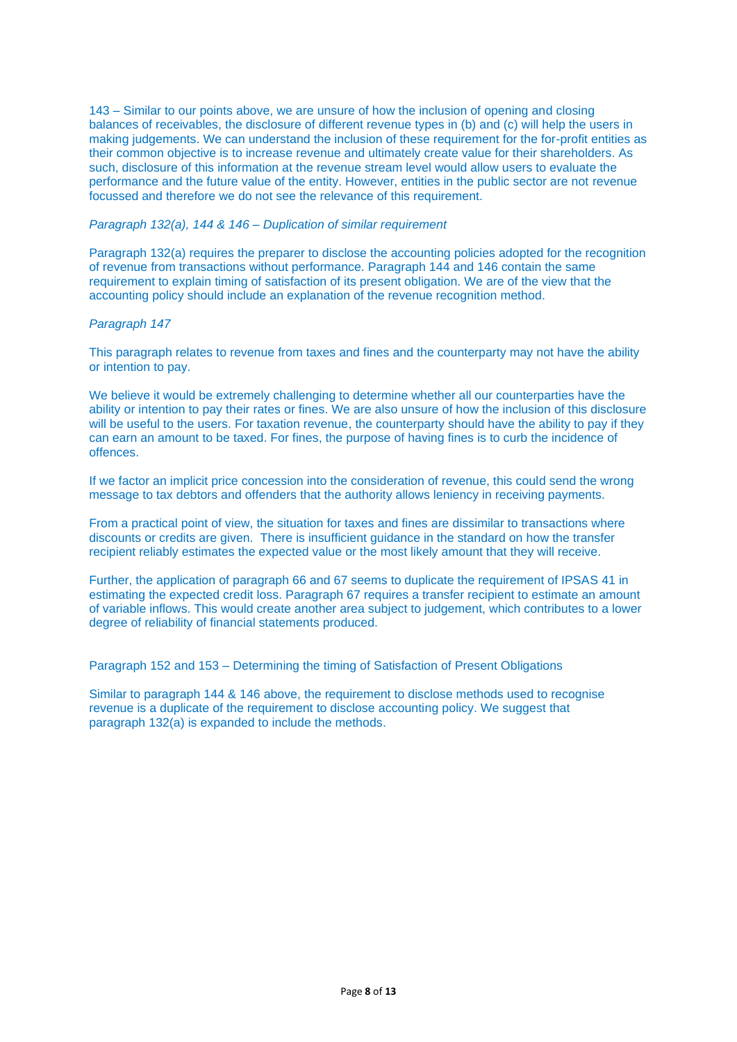143 – Similar to our points above, we are unsure of how the inclusion of opening and closing balances of receivables, the disclosure of different revenue types in (b) and (c) will help the users in making judgements. We can understand the inclusion of these requirement for the for-profit entities as their common objective is to increase revenue and ultimately create value for their shareholders. As such, disclosure of this information at the revenue stream level would allow users to evaluate the performance and the future value of the entity. However, entities in the public sector are not revenue focussed and therefore we do not see the relevance of this requirement.

*Paragraph 132(a), 144 & 146 – Duplication of similar requirement*

Paragraph 132(a) requires the preparer to disclose the accounting policies adopted for the recognition of revenue from transactions without performance. Paragraph 144 and 146 contain the same requirement to explain timing of satisfaction of its present obligation. We are of the view that the accounting policy should include an explanation of the revenue recognition method.

*Paragraph 147*

This paragraph relates to revenue from taxes and fines and the counterparty may not have the ability or intention to pay.

We believe it would be extremely challenging to determine whether all our counterparties have the ability or intention to pay their rates or fines. We are also unsure of how the inclusion of this disclosure will be useful to the users. For taxation revenue, the counterparty should have the ability to pay if they can earn an amount to be taxed. For fines, the purpose of having fines is to curb the incidence of offences.

If we factor an implicit price concession into the consideration of revenue, this could send the wrong message to tax debtors and offenders that the authority allows leniency in receiving payments.

From a practical point of view, the situation for taxes and fines are dissimilar to transactions where discounts or credits are given. There is insufficient guidance in the standard on how the transfer recipient reliably estimates the expected value or the most likely amount that they will receive.

Further, the application of paragraph 66 and 67 seems to duplicate the requirement of IPSAS 41 in estimating the expected credit loss. Paragraph 67 requires a transfer recipient to estimate an amount of variable inflows. This would create another area subject to judgement, which contributes to a lower degree of reliability of financial statements produced.

Paragraph 152 and 153 – Determining the timing of Satisfaction of Present Obligations

Similar to paragraph 144 & 146 above, the requirement to disclose methods used to recognise revenue is a duplicate of the requirement to disclose accounting policy. We suggest that paragraph 132(a) is expanded to include the methods.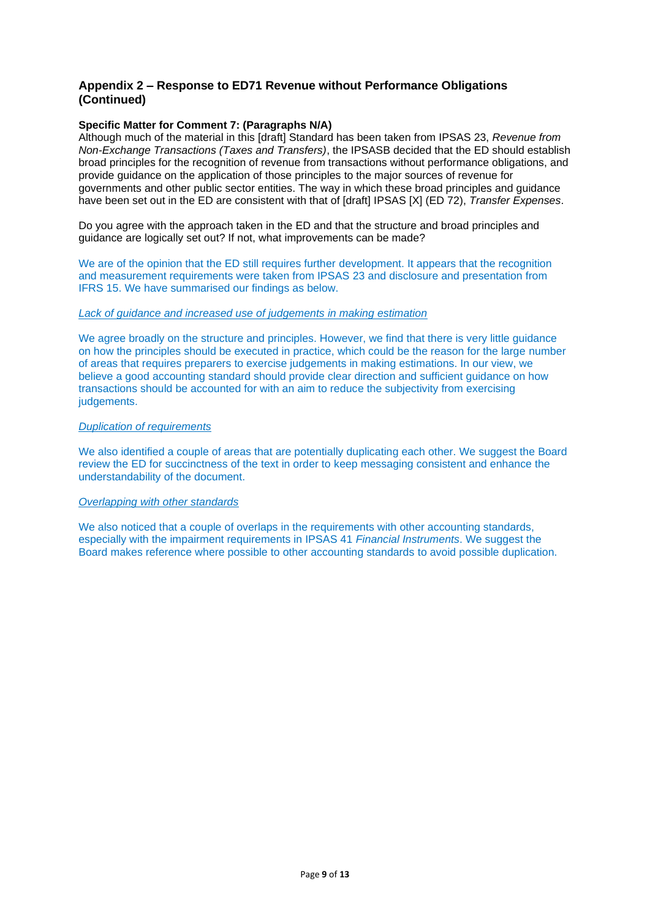## Appendix 2 – Response to ED71 Revenue without Performance Obligations (Continued)

**Specific Matter for Comment 7: (Paragraphs N/A)**

Although much of the material in this [draft] Standard has been taken from IPSAS 23, *Revenue from Non-Exchange Transactions (Taxes and Transfers)*, the IPSASB decided that the ED should establish broad principles for the recognition of revenue from transactions without performance obligations, and provide guidance on the application of those principles to the major sources of revenue for governments and other public sector entities. The way in which these broad principles and guidance have been set out in the ED are consistent with that of [draft] IPSAS [X] (ED 72), *Transfer Expenses*.

Do you agree with the approach taken in the ED and that the structure and broad principles and guidance are logically set out? If not, what improvements can be made?

We are of the opinion that the ED still requires further development. It appears that the recognition and measurement requirements were taken from IPSAS 23 and disclosure and presentation from IFRS 15. We have summarised our findings as below.

*Lack of guidance and increased use of judgements in making estimation*

We agree broadly on the structure and principles. However, we find that there is very little guidance on how the principles should be executed in practice, which could be the reason for the large number of areas that requires preparers to exercise judgements in making estimations. In our view, we believe a good accounting standard should provide clear direction and sufficient guidance on how transactions should be accounted for with an aim to reduce the subjectivity from exercising judgements.

*Duplication of requirements*

We also identified a couple of areas that are potentially duplicating each other. We suggest the Board review the ED for succinctness of the text in order to keep messaging consistent and enhance the understandability of the document.

*Overlapping with other standards*

We also noticed that a couple of overlaps in the requirements with other accounting standards, especially with the impairment requirements in IPSAS 41 *Financial Instruments*. We suggest the Board makes reference where possible to other accounting standards to avoid possible duplication.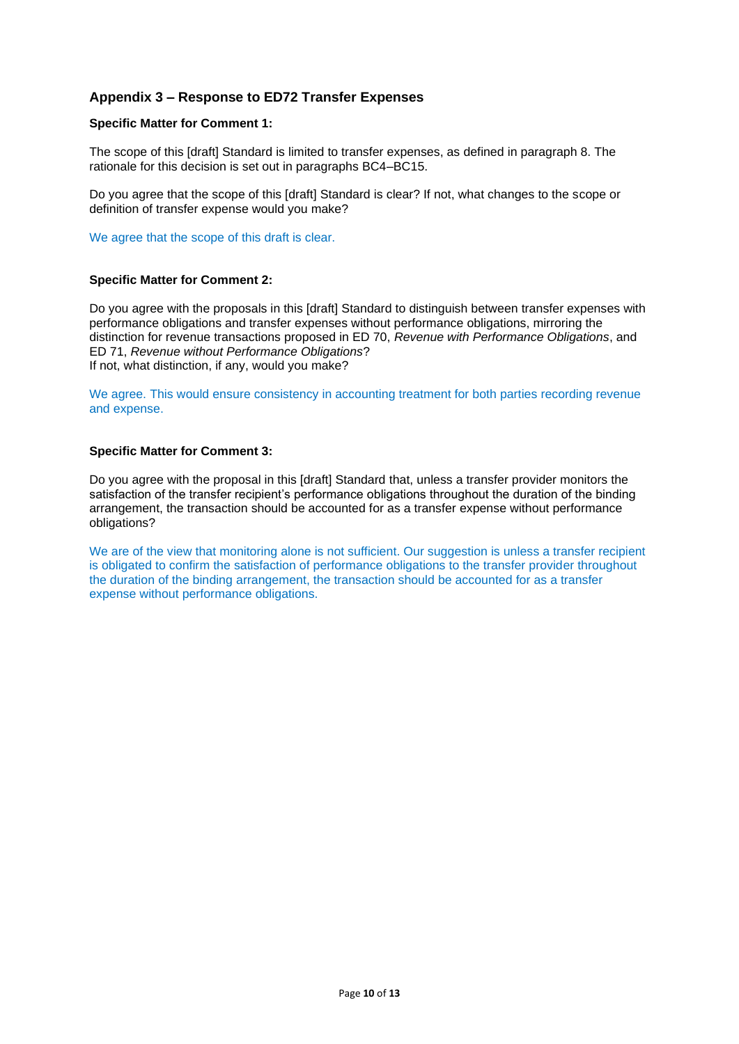## Appendix 3 – Response to ED72 Transfer Expenses

**Specific Matter for Comment 1:**

The scope of this [draft] Standard is limited to transfer expenses, as defined in paragraph 8. The rationale for this decision is set out in paragraphs BC4–BC15.

Do you agree that the scope of this [draft] Standard is clear? If not, what changes to the scope or definition of transfer expense would you make?

We agree that the scope of this draft is clear.

**Specific Matter for Comment 2:**

Do you agree with the proposals in this [draft] Standard to distinguish between transfer expenses with performance obligations and transfer expenses without performance obligations, mirroring the distinction for revenue transactions proposed in ED 70, *Revenue with Performance Obligations*, and ED 71, *Revenue without Performance Obligations*?
If not, what distinction, if any, would you make?

We agree. This would ensure consistency in accounting treatment for both parties recording revenue and expense.

**Specific Matter for Comment 3:**

Do you agree with the proposal in this [draft] Standard that, unless a transfer provider monitors the satisfaction of the transfer recipient's performance obligations throughout the duration of the binding arrangement, the transaction should be accounted for as a transfer expense without performance obligations?

We are of the view that monitoring alone is not sufficient. Our suggestion is unless a transfer recipient is obligated to confirm the satisfaction of performance obligations to the transfer provider throughout the duration of the binding arrangement, the transaction should be accounted for as a transfer expense without performance obligations.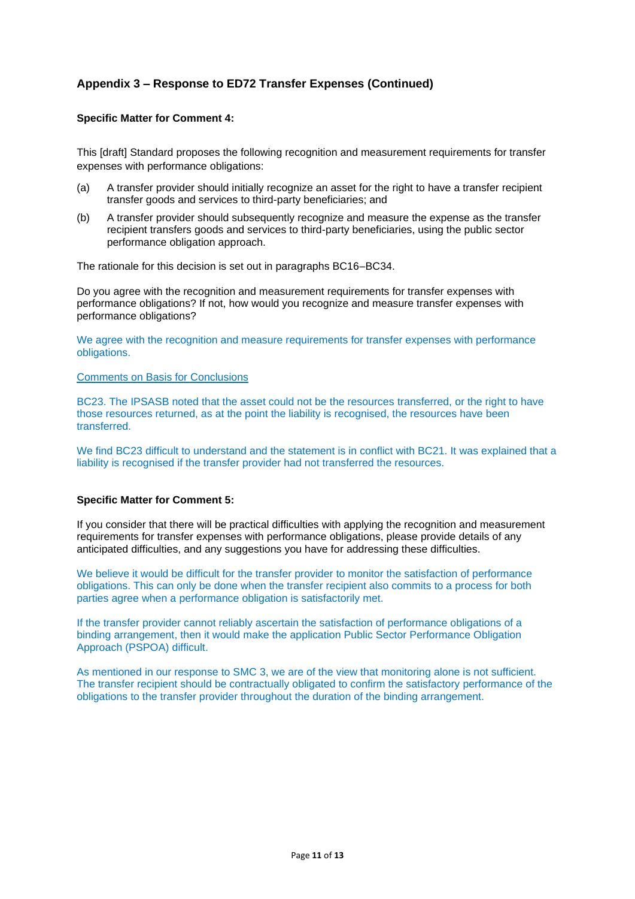## Appendix 3 – Response to ED72 Transfer Expenses (Continued)

**Specific Matter for Comment 4:**

This [draft] Standard proposes the following recognition and measurement requirements for transfer expenses with performance obligations:

(a) A transfer provider should initially recognize an asset for the right to have a transfer recipient transfer goods and services to third-party beneficiaries; and

(b) A transfer provider should subsequently recognize and measure the expense as the transfer recipient transfers goods and services to third-party beneficiaries, using the public sector performance obligation approach.

The rationale for this decision is set out in paragraphs BC16–BC34.

Do you agree with the recognition and measurement requirements for transfer expenses with performance obligations? If not, how would you recognize and measure transfer expenses with performance obligations?

We agree with the recognition and measure requirements for transfer expenses with performance obligations.

Comments on Basis for Conclusions

BC23. The IPSASB noted that the asset could not be the resources transferred, or the right to have those resources returned, as at the point the liability is recognised, the resources have been transferred.

We find BC23 difficult to understand and the statement is in conflict with BC21. It was explained that a liability is recognised if the transfer provider had not transferred the resources.

**Specific Matter for Comment 5:**

If you consider that there will be practical difficulties with applying the recognition and measurement requirements for transfer expenses with performance obligations, please provide details of any anticipated difficulties, and any suggestions you have for addressing these difficulties.

We believe it would be difficult for the transfer provider to monitor the satisfaction of performance obligations. This can only be done when the transfer recipient also commits to a process for both parties agree when a performance obligation is satisfactorily met.

If the transfer provider cannot reliably ascertain the satisfaction of performance obligations of a binding arrangement, then it would make the application Public Sector Performance Obligation Approach (PSPOA) difficult.

As mentioned in our response to SMC 3, we are of the view that monitoring alone is not sufficient. The transfer recipient should be contractually obligated to confirm the satisfactory performance of the obligations to the transfer provider throughout the duration of the binding arrangement.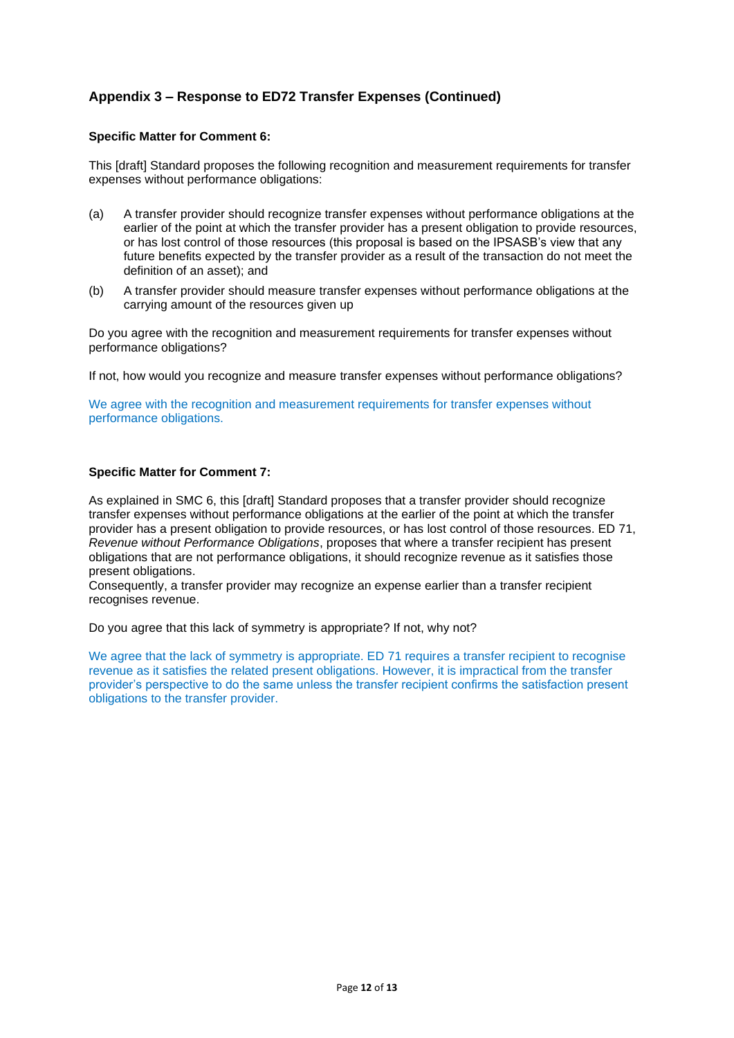## Appendix 3 – Response to ED72 Transfer Expenses (Continued)

**Specific Matter for Comment 6:**

This [draft] Standard proposes the following recognition and measurement requirements for transfer expenses without performance obligations:

(a) A transfer provider should recognize transfer expenses without performance obligations at the earlier of the point at which the transfer provider has a present obligation to provide resources, or has lost control of those resources (this proposal is based on the IPSASB's view that any future benefits expected by the transfer provider as a result of the transaction do not meet the definition of an asset); and

(b) A transfer provider should measure transfer expenses without performance obligations at the carrying amount of the resources given up

Do you agree with the recognition and measurement requirements for transfer expenses without performance obligations?

If not, how would you recognize and measure transfer expenses without performance obligations?

We agree with the recognition and measurement requirements for transfer expenses without performance obligations.

**Specific Matter for Comment 7:**

As explained in SMC 6, this [draft] Standard proposes that a transfer provider should recognize transfer expenses without performance obligations at the earlier of the point at which the transfer provider has a present obligation to provide resources, or has lost control of those resources. ED 71, *Revenue without Performance Obligations*, proposes that where a transfer recipient has present obligations that are not performance obligations, it should recognize revenue as it satisfies those present obligations.
Consequently, a transfer provider may recognize an expense earlier than a transfer recipient recognises revenue.

Do you agree that this lack of symmetry is appropriate? If not, why not?

We agree that the lack of symmetry is appropriate. ED 71 requires a transfer recipient to recognise revenue as it satisfies the related present obligations. However, it is impractical from the transfer provider's perspective to do the same unless the transfer recipient confirms the satisfaction present obligations to the transfer provider.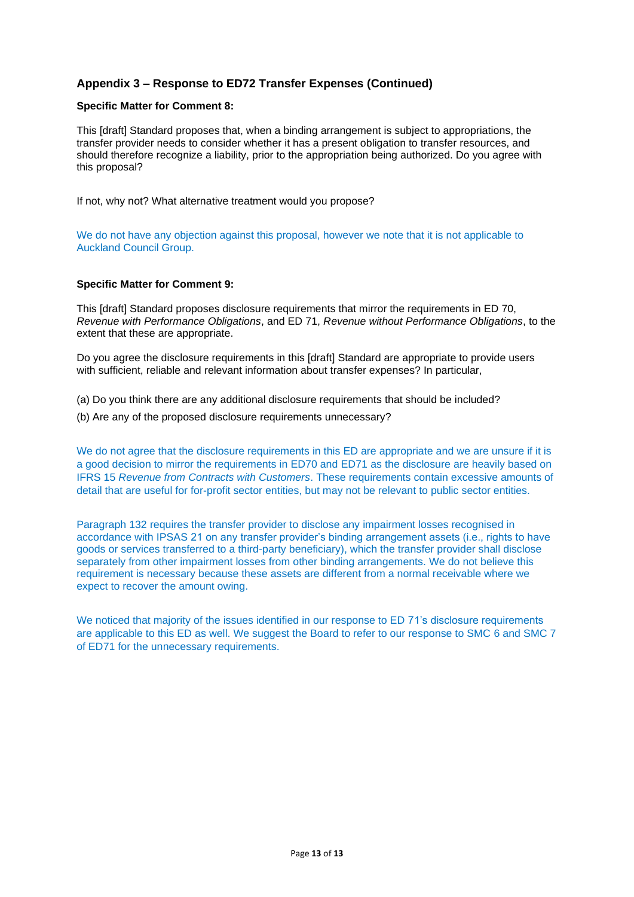## Appendix 3 – Response to ED72 Transfer Expenses (Continued)

**Specific Matter for Comment 8:**

This [draft] Standard proposes that, when a binding arrangement is subject to appropriations, the transfer provider needs to consider whether it has a present obligation to transfer resources, and should therefore recognize a liability, prior to the appropriation being authorized. Do you agree with this proposal?

If not, why not? What alternative treatment would you propose?

We do not have any objection against this proposal, however we note that it is not applicable to Auckland Council Group.

**Specific Matter for Comment 9:**

This [draft] Standard proposes disclosure requirements that mirror the requirements in ED 70, *Revenue with Performance Obligations*, and ED 71, *Revenue without Performance Obligations*, to the extent that these are appropriate.

Do you agree the disclosure requirements in this [draft] Standard are appropriate to provide users with sufficient, reliable and relevant information about transfer expenses? In particular,

(a) Do you think there are any additional disclosure requirements that should be included?

(b) Are any of the proposed disclosure requirements unnecessary?

We do not agree that the disclosure requirements in this ED are appropriate and we are unsure if it is a good decision to mirror the requirements in ED70 and ED71 as the disclosure are heavily based on IFRS 15 *Revenue from Contracts with Customers*. These requirements contain excessive amounts of detail that are useful for for-profit sector entities, but may not be relevant to public sector entities.

Paragraph 132 requires the transfer provider to disclose any impairment losses recognised in accordance with IPSAS 21 on any transfer provider's binding arrangement assets (i.e., rights to have goods or services transferred to a third-party beneficiary), which the transfer provider shall disclose separately from other impairment losses from other binding arrangements. We do not believe this requirement is necessary because these assets are different from a normal receivable where we expect to recover the amount owing.

We noticed that majority of the issues identified in our response to ED 71's disclosure requirements are applicable to this ED as well. We suggest the Board to refer to our response to SMC 6 and SMC 7 of ED71 for the unnecessary requirements.